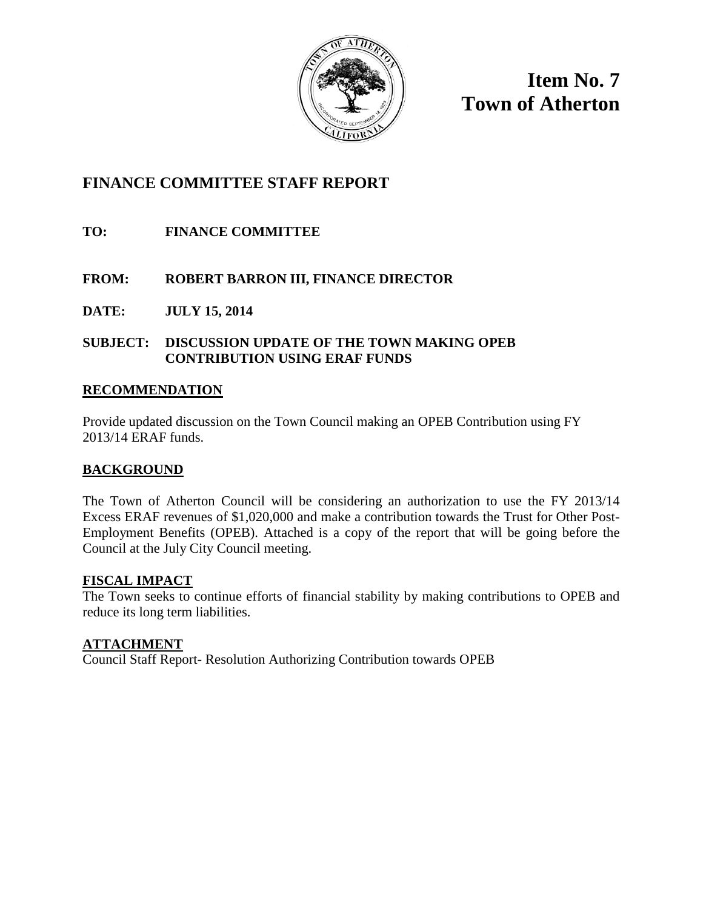**Item No. 7**
**Town of Atherton**

# FINANCE COMMITTEE STAFF REPORT

**TO:** **FINANCE COMMITTEE**

**FROM:** **ROBERT BARRON III, FINANCE DIRECTOR**

**DATE:** **JULY 15, 2014**

**SUBJECT:** **DISCUSSION UPDATE OF THE TOWN MAKING OPEB CONTRIBUTION USING ERAF FUNDS**

## RECOMMENDATION

Provide updated discussion on the Town Council making an OPEB Contribution using FY 2013/14 ERAF funds.

## BACKGROUND

The Town of Atherton Council will be considering an authorization to use the FY 2013/14 Excess ERAF revenues of $1,020,000 and make a contribution towards the Trust for Other Post-Employment Benefits (OPEB). Attached is a copy of the report that will be going before the Council at the July City Council meeting.

## FISCAL IMPACT

The Town seeks to continue efforts of financial stability by making contributions to OPEB and reduce its long term liabilities.

## ATTACHMENT

Council Staff Report- Resolution Authorizing Contribution towards OPEB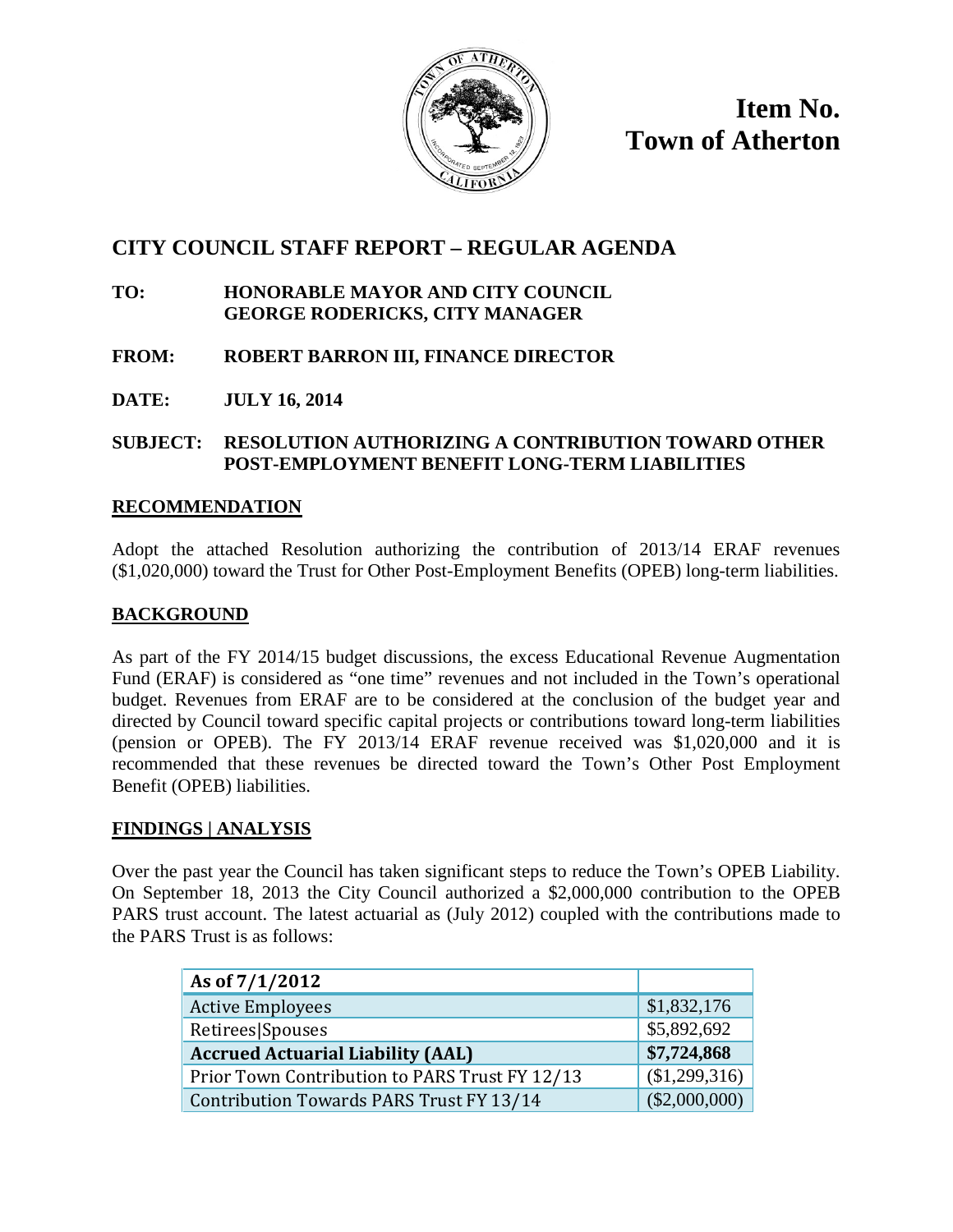**Item No.**
**Town of Atherton**

## CITY COUNCIL STAFF REPORT – REGULAR AGENDA

**TO:** **HONORABLE MAYOR AND CITY COUNCIL**
**GEORGE RODERICKS, CITY MANAGER**

**FROM:** **ROBERT BARRON III, FINANCE DIRECTOR**

**DATE:** **JULY 16, 2014**

**SUBJECT:** **RESOLUTION AUTHORIZING A CONTRIBUTION TOWARD OTHER POST-EMPLOYMENT BENEFIT LONG-TERM LIABILITIES**

### RECOMMENDATION

Adopt the attached Resolution authorizing the contribution of 2013/14 ERAF revenues ($1,020,000) toward the Trust for Other Post-Employment Benefits (OPEB) long-term liabilities.

### BACKGROUND

As part of the FY 2014/15 budget discussions, the excess Educational Revenue Augmentation Fund (ERAF) is considered as "one time" revenues and not included in the Town's operational budget. Revenues from ERAF are to be considered at the conclusion of the budget year and directed by Council toward specific capital projects or contributions toward long-term liabilities (pension or OPEB). The FY 2013/14 ERAF revenue received was $1,020,000 and it is recommended that these revenues be directed toward the Town's Other Post Employment Benefit (OPEB) liabilities.

### FINDINGS | ANALYSIS

Over the past year the Council has taken significant steps to reduce the Town's OPEB Liability. On September 18, 2013 the City Council authorized a $2,000,000 contribution to the OPEB PARS trust account. The latest actuarial as (July 2012) coupled with the contributions made to the PARS Trust is as follows:

| **As of 7/1/2012** | |
|---|---|
| Active Employees | $1,832,176 |
| Retirees\|Spouses | $5,892,692 |
| **Accrued Actuarial Liability (AAL)** | **$7,724,868** |
| Prior Town Contribution to PARS Trust FY 12/13 | ($1,299,316) |
| Contribution Towards PARS Trust FY 13/14 | ($2,000,000) |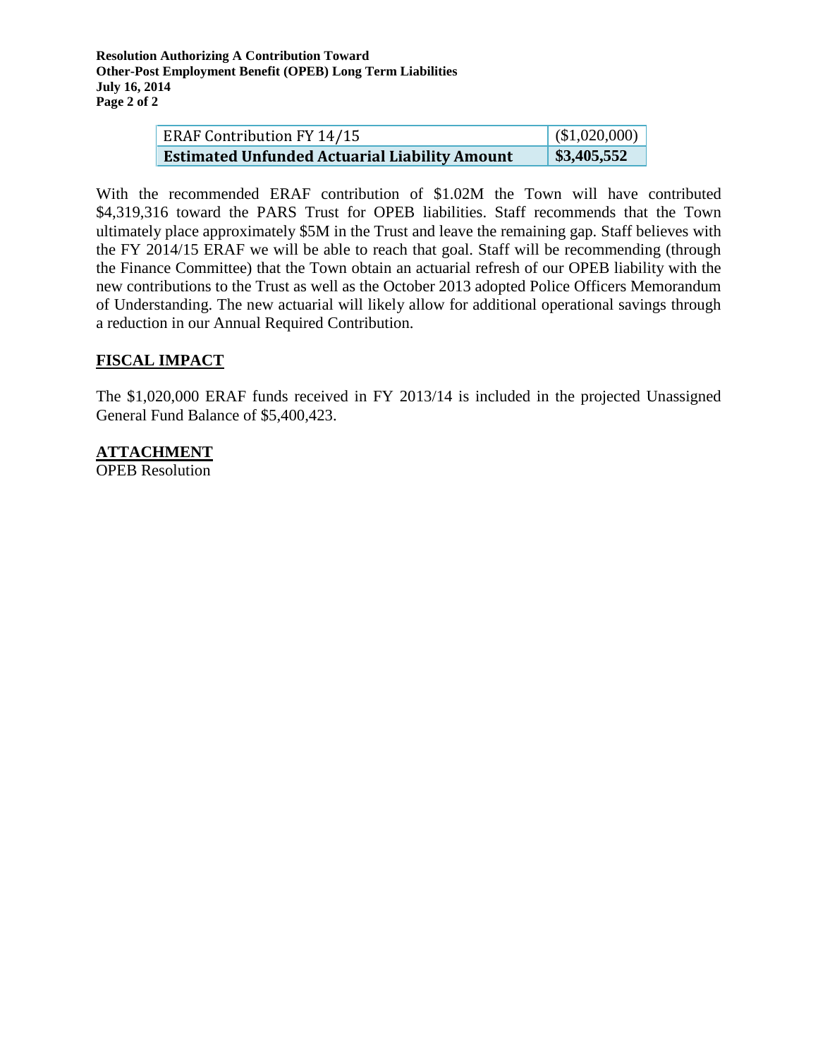| | |
|---|---|
| ERAF Contribution FY 14/15 | ($1,020,000) |
| **Estimated Unfunded Actuarial Liability Amount** | **$3,405,552** |

With the recommended ERAF contribution of $1.02M the Town will have contributed $4,319,316 toward the PARS Trust for OPEB liabilities. Staff recommends that the Town ultimately place approximately $5M in the Trust and leave the remaining gap. Staff believes with the FY 2014/15 ERAF we will be able to reach that goal. Staff will be recommending (through the Finance Committee) that the Town obtain an actuarial refresh of our OPEB liability with the new contributions to the Trust as well as the October 2013 adopted Police Officers Memorandum of Understanding. The new actuarial will likely allow for additional operational savings through a reduction in our Annual Required Contribution.

## FISCAL IMPACT

The $1,020,000 ERAF funds received in FY 2013/14 is included in the projected Unassigned General Fund Balance of $5,400,423.

## ATTACHMENT

OPEB Resolution